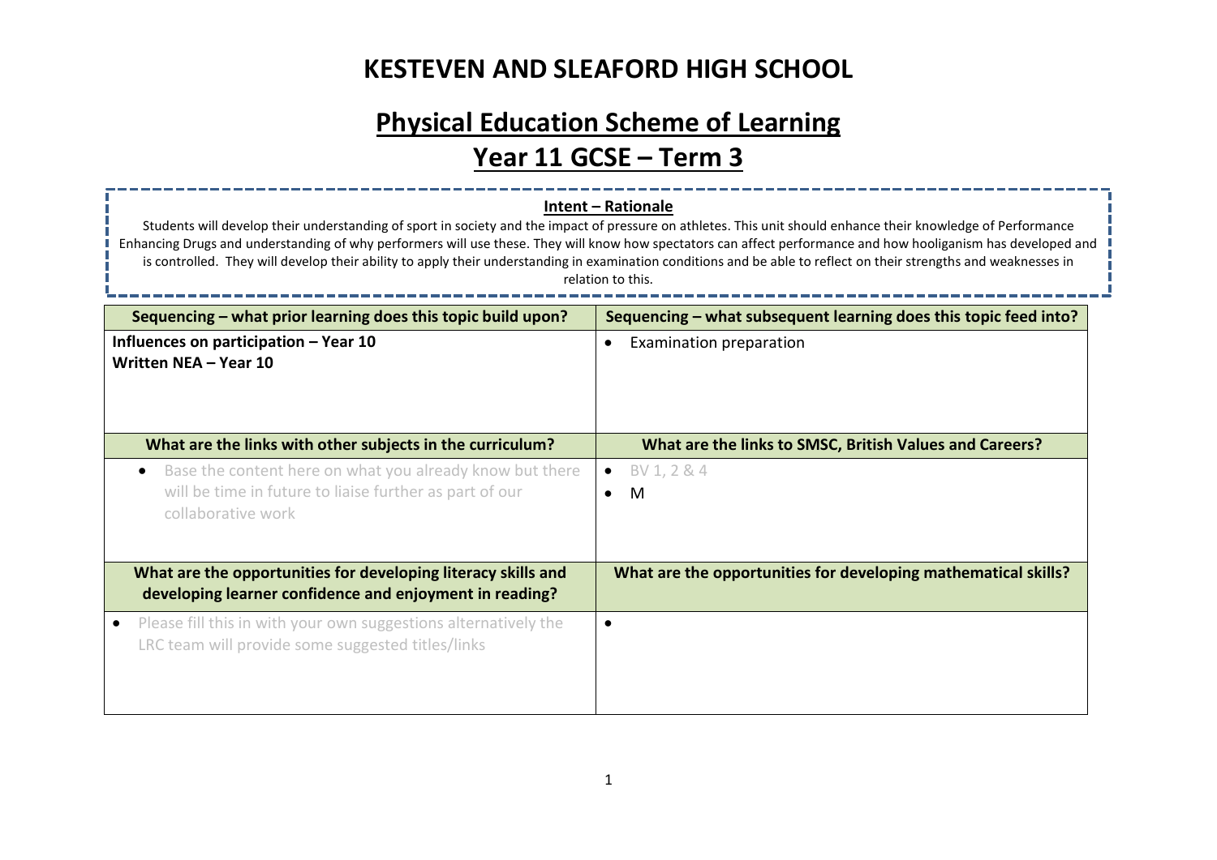# KESTEVEN AND SLEAFORD HIGH SCHOOL

## Physical Education Scheme of Learning

## Year 11 GCSE – Term 3

**Intent – Rationale**

Students will develop their understanding of sport in society and the impact of pressure on athletes. This unit should enhance their knowledge of Performance Enhancing Drugs and understanding of why performers will use these. They will know how spectators can affect performance and how hooliganism has developed and is controlled. They will develop their ability to apply their understanding in examination conditions and be able to reflect on their strengths and weaknesses in relation to this.

| Sequencing – what prior learning does this topic build upon? | Sequencing – what subsequent learning does this topic feed into? |
|---|---|
| **Influences on participation – Year 10**<br>**Written NEA – Year 10** | • Examination preparation |
| **What are the links with other subjects in the curriculum?** | **What are the links to SMSC, British Values and Careers?** |
| • Base the content here on what you already know but there will be time in future to liaise further as part of our collaborative work | • BV 1, 2 & 4<br>• M |
| **What are the opportunities for developing literacy skills and developing learner confidence and enjoyment in reading?** | **What are the opportunities for developing mathematical skills?** |
| • Please fill this in with your own suggestions alternatively the LRC team will provide some suggested titles/links | • |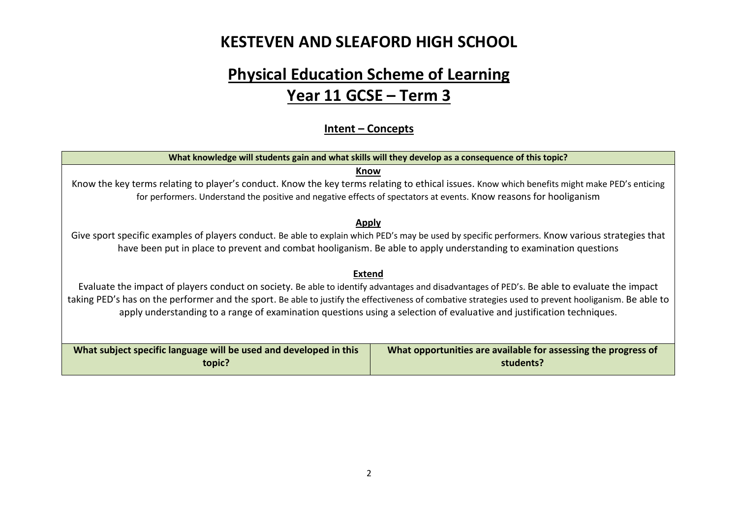# KESTEVEN AND SLEAFORD HIGH SCHOOL

## Physical Education Scheme of Learning

## Year 11 GCSE – Term 3

### Intent – Concepts

| What knowledge will students gain and what skills will they develop as a consequence of this topic? | |
|---|---|
| **Know**<br>Know the key terms relating to player's conduct. Know the key terms relating to ethical issues. Know which benefits might make PED's enticing for performers. Understand the positive and negative effects of spectators at events. Know reasons for hooliganism<br><br>**Apply**<br>Give sport specific examples of players conduct. Be able to explain which PED's may be used by specific performers. Know various strategies that have been put in place to prevent and combat hooliganism. Be able to apply understanding to examination questions<br><br>**Extend**<br>Evaluate the impact of players conduct on society. Be able to identify advantages and disadvantages of PED's. Be able to evaluate the impact taking PED's has on the performer and the sport. Be able to justify the effectiveness of combative strategies used to prevent hooliganism. Be able to apply understanding to a range of examination questions using a selection of evaluative and justification techniques. | |
| **What subject specific language will be used and developed in this topic?** | **What opportunities are available for assessing the progress of students?** |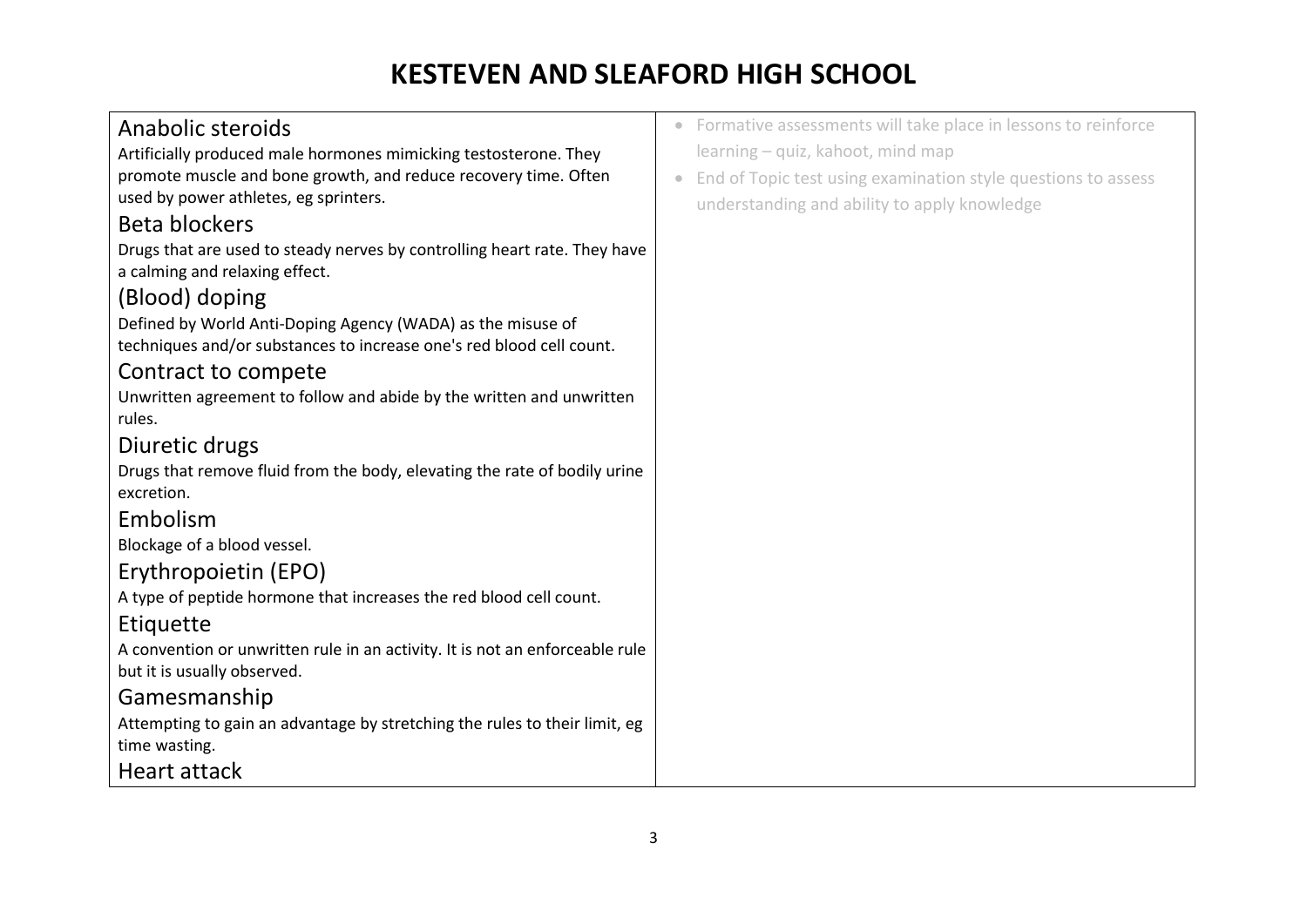# KESTEVEN AND SLEAFORD HIGH SCHOOL

| | |
|---|---|
| **Anabolic steroids**<br>Artificially produced male hormones mimicking testosterone. They promote muscle and bone growth, and reduce recovery time. Often used by power athletes, eg sprinters.<br>**Beta blockers**<br>Drugs that are used to steady nerves by controlling heart rate. They have a calming and relaxing effect.<br>**(Blood) doping**<br>Defined by World Anti-Doping Agency (WADA) as the misuse of techniques and/or substances to increase one's red blood cell count.<br>**Contract to compete**<br>Unwritten agreement to follow and abide by the written and unwritten rules.<br>**Diuretic drugs**<br>Drugs that remove fluid from the body, elevating the rate of bodily urine excretion.<br>**Embolism**<br>Blockage of a blood vessel.<br>**Erythropoietin (EPO)**<br>A type of peptide hormone that increases the red blood cell count.<br>**Etiquette**<br>A convention or unwritten rule in an activity. It is not an enforceable rule but it is usually observed.<br>**Gamesmanship**<br>Attempting to gain an advantage by stretching the rules to their limit, eg time wasting.<br>**Heart attack** | • Formative assessments will take place in lessons to reinforce learning – quiz, kahoot, mind map<br>• End of Topic test using examination style questions to assess understanding and ability to apply knowledge |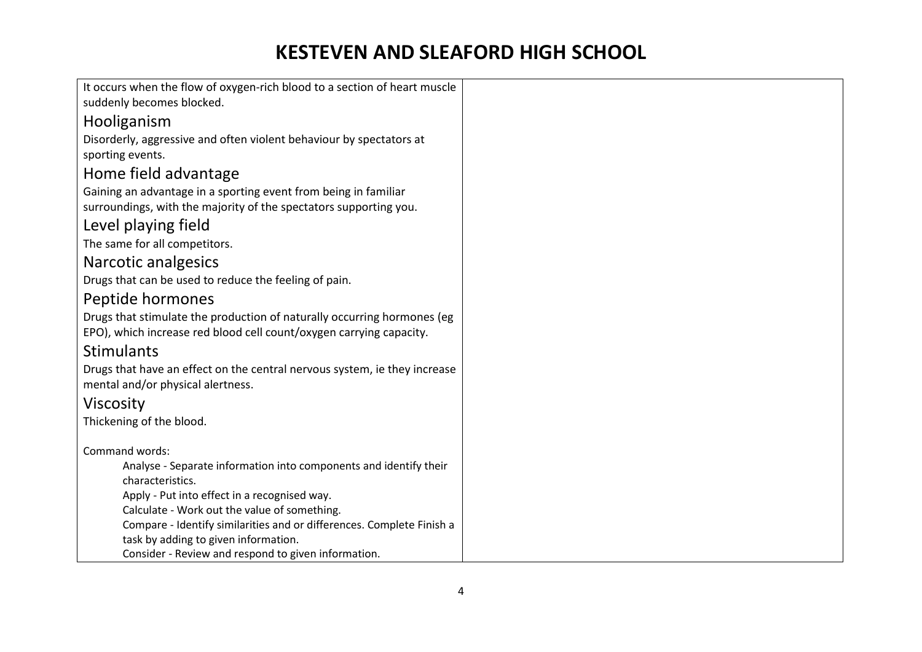It occurs when the flow of oxygen-rich blood to a section of heart muscle suddenly becomes blocked.

## Hooliganism

Disorderly, aggressive and often violent behaviour by spectators at sporting events.

## Home field advantage

Gaining an advantage in a sporting event from being in familiar surroundings, with the majority of the spectators supporting you.

## Level playing field

The same for all competitors.

## Narcotic analgesics

Drugs that can be used to reduce the feeling of pain.

## Peptide hormones

Drugs that stimulate the production of naturally occurring hormones (eg EPO), which increase red blood cell count/oxygen carrying capacity.

## Stimulants

Drugs that have an effect on the central nervous system, ie they increase mental and/or physical alertness.

## Viscosity

Thickening of the blood.

Command words:

- Analyse - Separate information into components and identify their characteristics.
- Apply - Put into effect in a recognised way.
- Calculate - Work out the value of something.
- Compare - Identify similarities and or differences. Complete Finish a task by adding to given information.
- Consider - Review and respond to given information.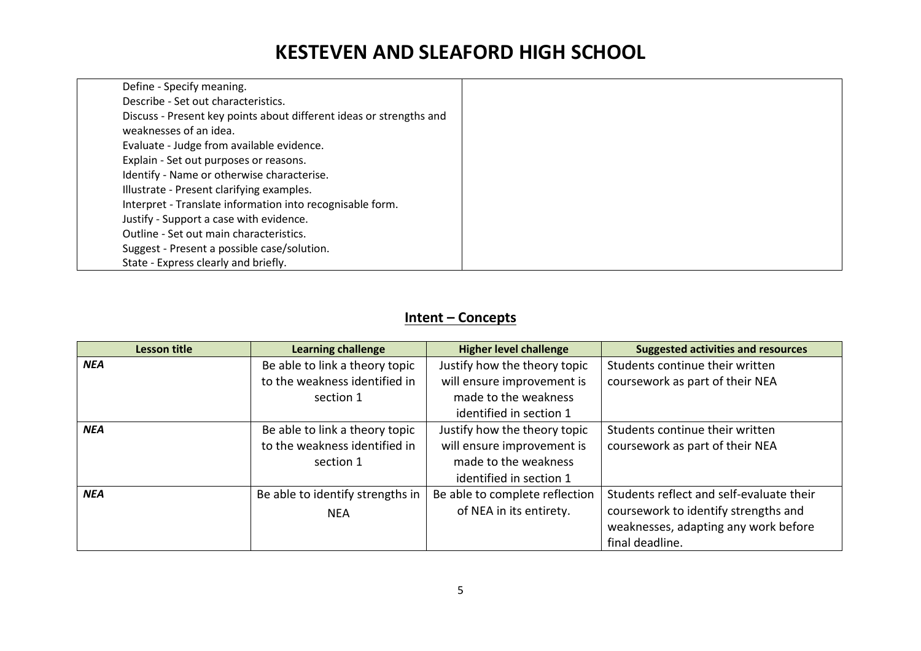| Define - Specify meaning.<br>Describe - Set out characteristics.<br>Discuss - Present key points about different ideas or strengths and weaknesses of an idea.<br>Evaluate - Judge from available evidence.<br>Explain - Set out purposes or reasons.<br>Identify - Name or otherwise characterise.<br>Illustrate - Present clarifying examples.<br>Interpret - Translate information into recognisable form.<br>Justify - Support a case with evidence.<br>Outline - Set out main characteristics.<br>Suggest - Present a possible case/solution.<br>State - Express clearly and briefly. | |
|---|---|

## Intent – Concepts

| Lesson title | Learning challenge | Higher level challenge | Suggested activities and resources |
|---|---|---|---|
| ***NEA*** | Be able to link a theory topic to the weakness identified in section 1 | Justify how the theory topic will ensure improvement is made to the weakness identified in section 1 | Students continue their written coursework as part of their NEA |
| ***NEA*** | Be able to link a theory topic to the weakness identified in section 1 | Justify how the theory topic will ensure improvement is made to the weakness identified in section 1 | Students continue their written coursework as part of their NEA |
| ***NEA*** | Be able to identify strengths in NEA | Be able to complete reflection of NEA in its entirety. | Students reflect and self-evaluate their coursework to identify strengths and weaknesses, adapting any work before final deadline. |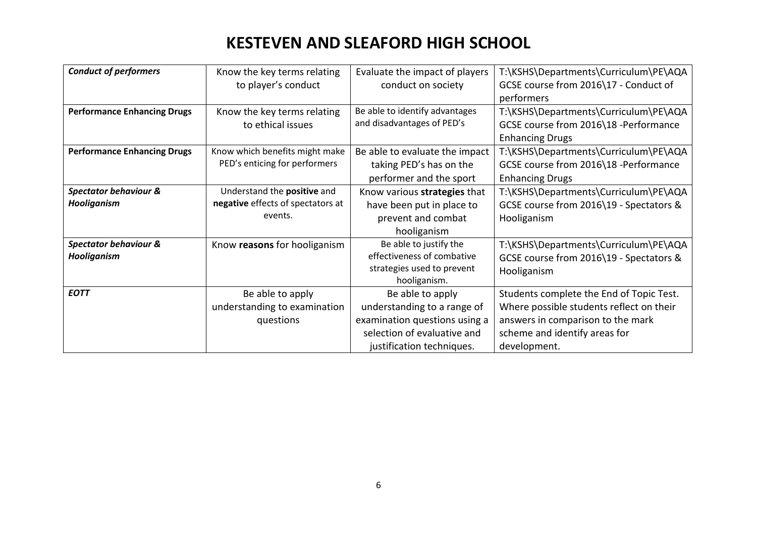# KESTEVEN AND SLEAFORD HIGH SCHOOL

| | | | |
|---|---|---|---|
| ***Conduct of performers*** | Know the key terms relating to player's conduct | Evaluate the impact of players conduct on society | T:\KSHS\Departments\Curriculum\PE\AQA GCSE course from 2016\17 - Conduct of performers |
| **Performance Enhancing Drugs** | Know the key terms relating to ethical issues | Be able to identify advantages and disadvantages of PED's | T:\KSHS\Departments\Curriculum\PE\AQA GCSE course from 2016\18 -Performance Enhancing Drugs |
| **Performance Enhancing Drugs** | Know which benefits might make PED's enticing for performers | Be able to evaluate the impact taking PED's has on the performer and the sport | T:\KSHS\Departments\Curriculum\PE\AQA GCSE course from 2016\18 -Performance Enhancing Drugs |
| ***Spectator behaviour & Hooliganism*** | Understand the **positive** and **negative** effects of spectators at events. | Know various **strategies** that have been put in place to prevent and combat hooliganism | T:\KSHS\Departments\Curriculum\PE\AQA GCSE course from 2016\19 - Spectators & Hooliganism |
| ***Spectator behaviour & Hooliganism*** | Know **reasons** for hooliganism | Be able to justify the effectiveness of combative strategies used to prevent hooliganism. | T:\KSHS\Departments\Curriculum\PE\AQA GCSE course from 2016\19 - Spectators & Hooliganism |
| ***EOTT*** | Be able to apply understanding to examination questions | Be able to apply understanding to a range of examination questions using a selection of evaluative and justification techniques. | Students complete the End of Topic Test. Where possible students reflect on their answers in comparison to the mark scheme and identify areas for development. |